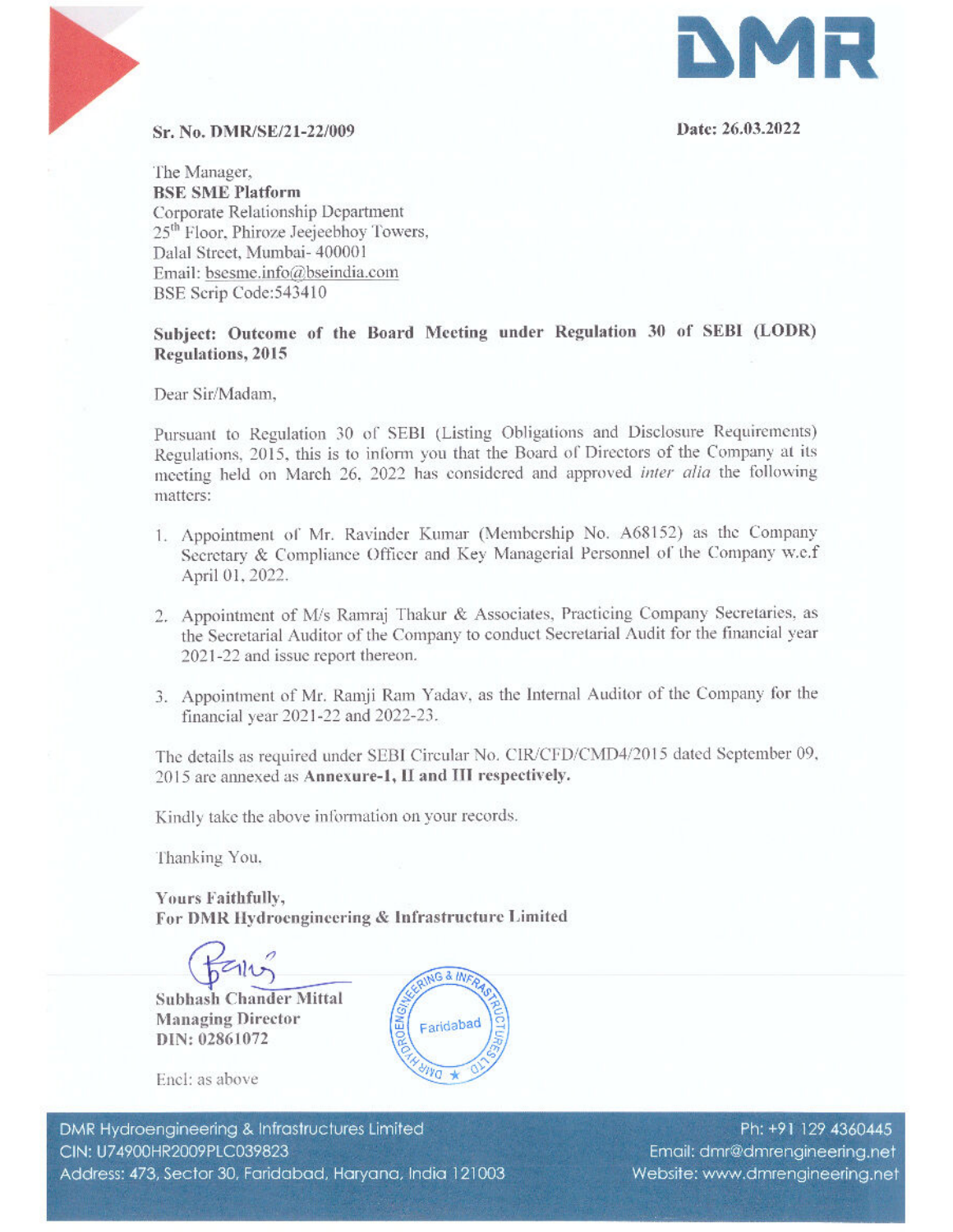**Sr. No. DMR/SE/21-22/009**

**Date: 26.03.2022**

The Manager,
**BSE SME Platform**
Corporate Relationship Department
25th Floor, Phiroze Jeejeebhoy Towers,
Dalal Street, Mumbai- 400001
Email: bsesme.info@bseindia.com
BSE Scrip Code:543410

**Subject: Outcome of the Board Meeting under Regulation 30 of SEBI (LODR) Regulations, 2015**

Dear Sir/Madam,

Pursuant to Regulation 30 of SEBI (Listing Obligations and Disclosure Requirements) Regulations, 2015, this is to inform you that the Board of Directors of the Company at its meeting held on March 26, 2022 has considered and approved *inter alia* the following matters:

1. Appointment of Mr. Ravinder Kumar (Membership No. A68152) as the Company Secretary & Compliance Officer and Key Managerial Personnel of the Company w.e.f April 01, 2022.
2. Appointment of M/s Ramraj Thakur & Associates, Practicing Company Secretaries, as the Secretarial Auditor of the Company to conduct Secretarial Audit for the financial year 2021-22 and issue report thereon.
3. Appointment of Mr. Ramji Ram Yadav, as the Internal Auditor of the Company for the financial year 2021-22 and 2022-23.

The details as required under SEBI Circular No. CIR/CFD/CMD4/2015 dated September 09, 2015 are annexed as **Annexure-1, II and III respectively.**

Kindly take the above information on your records.

Thanking You.

**Yours Faithfully,**
**For DMR Hydroengineering & Infrastructure Limited**

**Subhash Chander Mittal**
**Managing Director**
**DIN: 02861072**

Encl: as above

DMR Hydroengineering & Infrastructures Limited
CIN: U74900HR2009PLC039823
Address: 473, Sector 30, Faridabad, Haryana, India 121003
Ph: +91 129 4360445
Email: dmr@dmrengineering.net
Website: www.dmrengineering.net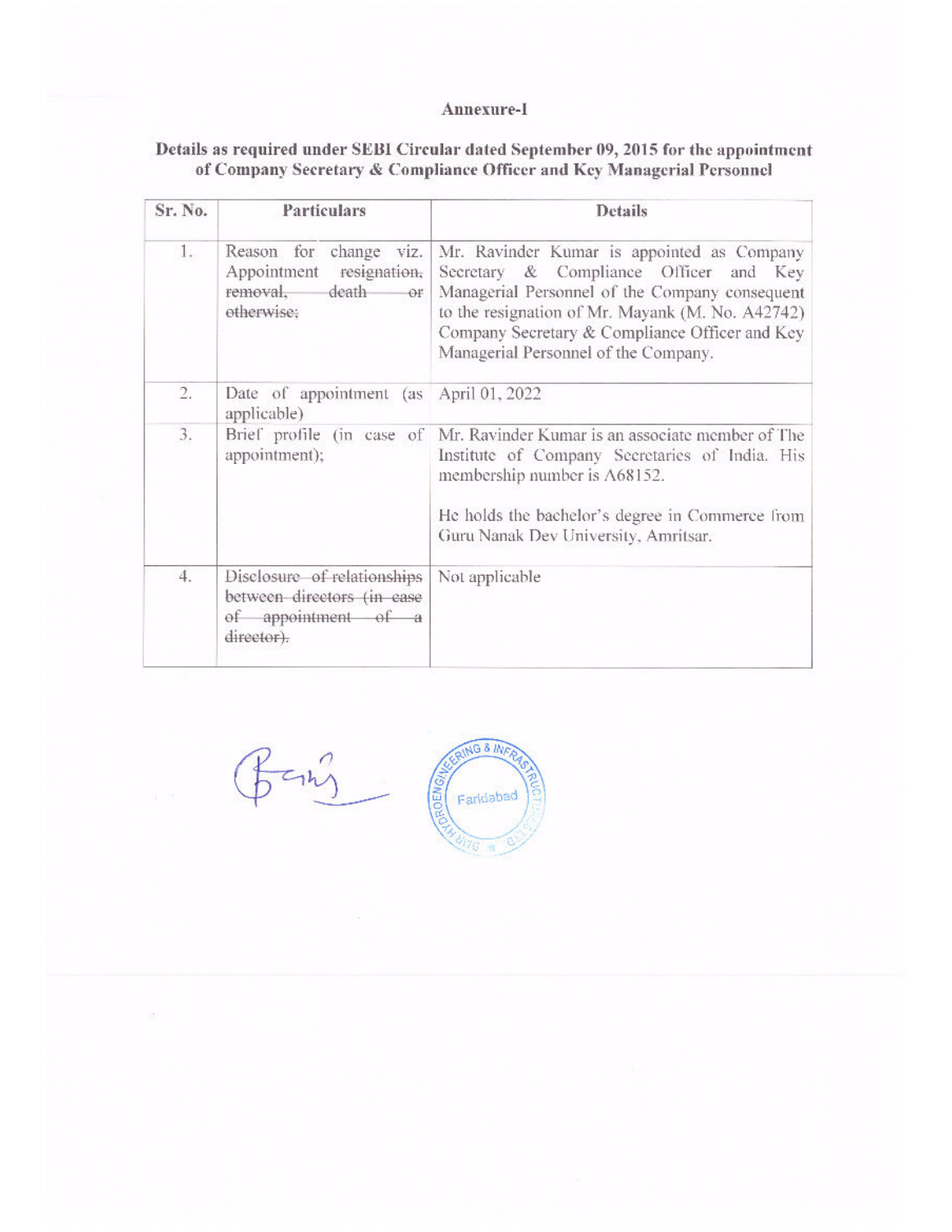**Annexure-I**

**Details as required under SEBI Circular dated September 09, 2015 for the appointment of Company Secretary & Compliance Officer and Key Managerial Personnel**

| Sr. No. | Particulars | Details |
|---|---|---|
| 1. | Reason for change viz. Appointment ~~resignation, removal, death or otherwise;~~ | Mr. Ravinder Kumar is appointed as Company Secretary & Compliance Officer and Key Managerial Personnel of the Company consequent to the resignation of Mr. Mayank (M. No. A42742) Company Secretary & Compliance Officer and Key Managerial Personnel of the Company. |
| 2. | Date of appointment (as applicable) | April 01, 2022 |
| 3. | Brief profile (in case of appointment); | Mr. Ravinder Kumar is an associate member of The Institute of Company Secretaries of India. His membership number is A68152.<br><br>He holds the bachelor's degree in Commerce from Guru Nanak Dev University, Amritsar. |
| 4. | ~~Disclosure of relationships between directors (in case of appointment of a director).~~ | Not applicable |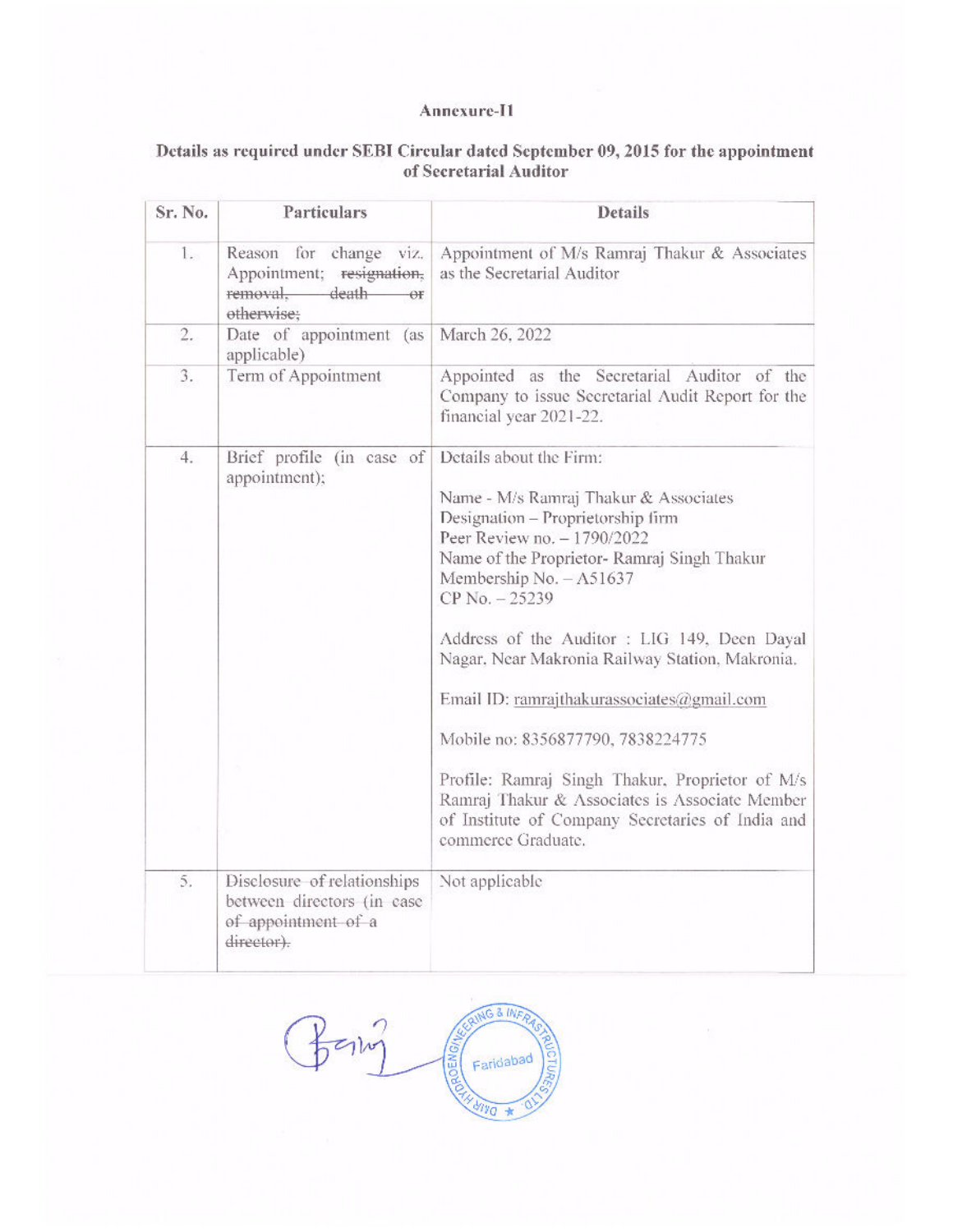**Annexure-II**

**Details as required under SEBI Circular dated September 09, 2015 for the appointment of Secretarial Auditor**

| Sr. No. | Particulars | Details |
|---|---|---|
| 1. | Reason for change viz. Appointment; ~~resignation, removal, death or otherwise;~~ | Appointment of M/s Ramraj Thakur & Associates as the Secretarial Auditor |
| 2. | Date of appointment (as applicable) | March 26, 2022 |
| 3. | Term of Appointment | Appointed as the Secretarial Auditor of the Company to issue Secretarial Audit Report for the financial year 2021-22. |
| 4. | Brief profile (in case of appointment); | Details about the Firm:<br><br>Name - M/s Ramraj Thakur & Associates<br>Designation – Proprietorship firm<br>Peer Review no. – 1790/2022<br>Name of the Proprietor- Ramraj Singh Thakur<br>Membership No. – A51637<br>CP No. – 25239<br><br>Address of the Auditor : LIG 149, Deen Dayal Nagar, Near Makronia Railway Station, Makronia.<br><br>Email ID: ramrajthakurassociates@gmail.com<br><br>Mobile no: 8356877790, 7838224775<br><br>Profile: Ramraj Singh Thakur, Proprietor of M/s Ramraj Thakur & Associates is Associate Member of Institute of Company Secretaries of India and commerce Graduate. |
| 5. | ~~Disclosure of relationships between directors (in case of appointment of a director).~~ | Not applicable |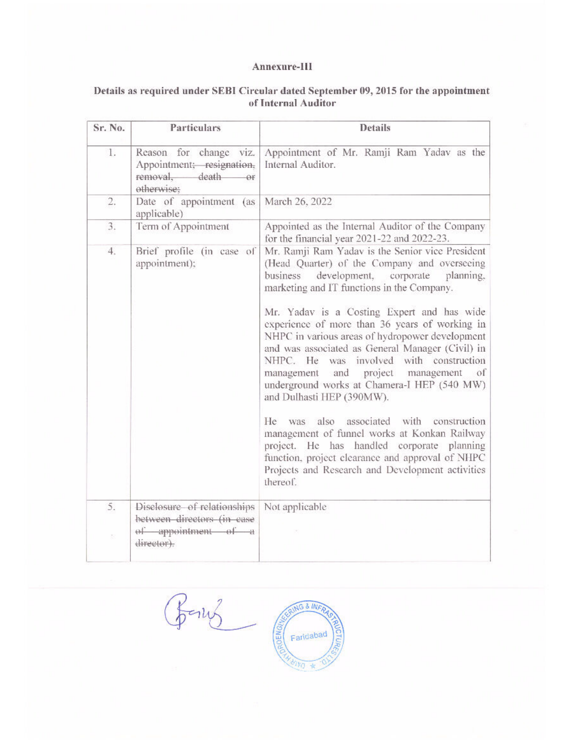# Annexure-III

## Details as required under SEBI Circular dated September 09, 2015 for the appointment of Internal Auditor

| Sr. No. | Particulars | Details |
|---|---|---|
| 1. | Reason for change viz. Appointment; ~~resignation, removal, death or otherwise;~~ | Appointment of Mr. Ramji Ram Yadav as the Internal Auditor. |
| 2. | Date of appointment (as applicable) | March 26, 2022 |
| 3. | Term of Appointment | Appointed as the Internal Auditor of the Company for the financial year 2021-22 and 2022-23. |
| 4. | Brief profile (in case of appointment); | Mr. Ramji Ram Yadav is the Senior vice President (Head Quarter) of the Company and overseeing business development, corporate planning, marketing and IT functions in the Company.<br><br>Mr. Yadav is a Costing Expert and has wide experience of more than 36 years of working in NHPC in various areas of hydropower development and was associated as General Manager (Civil) in NHPC. He was involved with construction management and project management of underground works at Chamera-I HEP (540 MW) and Dulhasti HEP (390MW).<br><br>He was also associated with construction management of funnel works at Konkan Railway project. He has handled corporate planning function, project clearance and approval of NHPC Projects and Research and Development activities thereof. |
| 5. | ~~Disclosure of relationships between directors (in case of appointment of a director).~~ | Not applicable |